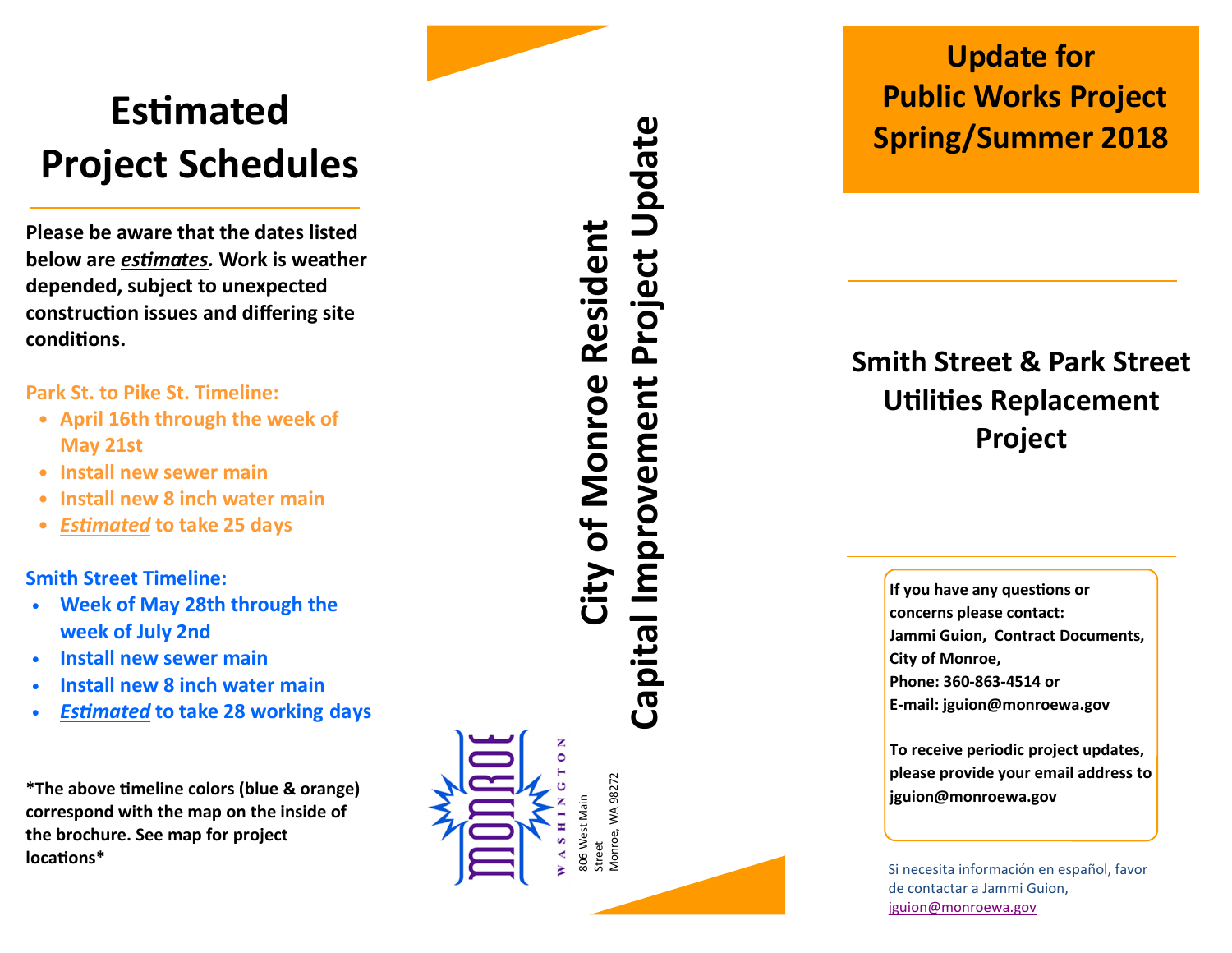# Estimated Project Schedules

**Please be aware that the dates listed below are *estimates.* Work is weather depended, subject to unexpected construction issues and differing site conditions.**

**Park St. to Pike St. Timeline:**

- **April 16th through the week of May 21st**
- **Install new sewer main**
- **Install new 8 inch water main**
- ***Estimated* to take 25 days**

**Smith Street Timeline:**

- **Week of May 28th through the week of July 2nd**
- **Install new sewer main**
- **Install new 8 inch water main**
- ***Estimated* to take 28 working days**

**\*The above timeline colors (blue & orange) correspond with the map on the inside of the brochure. See map for project locations\***

# City of Monroe Resident Capital Improvement Project Update

MONROE WASHINGTON

806 West Main Street
Monroe, WA 98272

# Update for Public Works Project Spring/Summer 2018

## Smith Street & Park Street Utilities Replacement Project

**If you have any questions or concerns please contact:**
**Jammi Guion, Contract Documents, City of Monroe,**
**Phone: 360-863-4514 or**
**E-mail: jguion@monroewa.gov**

**To receive periodic project updates, please provide your email address to jguion@monroewa.gov**

Si necesita información en español, favor de contactar a Jammi Guion, jguion@monroewa.gov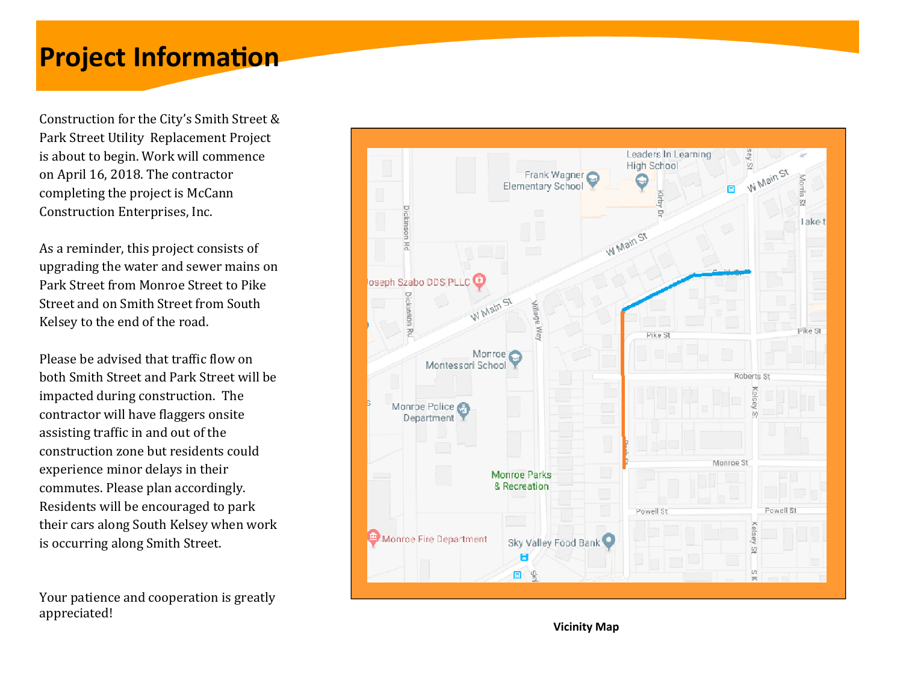# Project Information

Construction for the City's Smith Street & Park Street Utility Replacement Project is about to begin. Work will commence on April 16, 2018. The contractor completing the project is McCann Construction Enterprises, Inc.

As a reminder, this project consists of upgrading the water and sewer mains on Park Street from Monroe Street to Pike Street and on Smith Street from South Kelsey to the end of the road.

Please be advised that traffic flow on both Smith Street and Park Street will be impacted during construction. The contractor will have flaggers onsite assisting traffic in and out of the construction zone but residents could experience minor delays in their commutes. Please plan accordingly. Residents will be encouraged to park their cars along South Kelsey when work is occurring along Smith Street.

Your patience and cooperation is greatly appreciated!

**Vicinity Map**